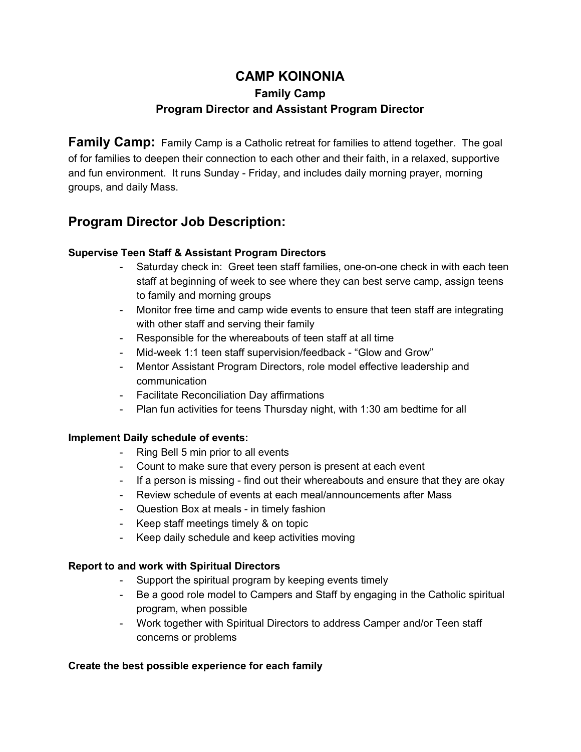# CAMP KOINONIA

## Family Camp

## Program Director and Assistant Program Director

**Family Camp:** Family Camp is a Catholic retreat for families to attend together. The goal of for families to deepen their connection to each other and their faith, in a relaxed, supportive and fun environment. It runs Sunday - Friday, and includes daily morning prayer, morning groups, and daily Mass.

## Program Director Job Description:

**Supervise Teen Staff & Assistant Program Directors**

- Saturday check in: Greet teen staff families, one-on-one check in with each teen staff at beginning of week to see where they can best serve camp, assign teens to family and morning groups
- Monitor free time and camp wide events to ensure that teen staff are integrating with other staff and serving their family
- Responsible for the whereabouts of teen staff at all time
- Mid-week 1:1 teen staff supervision/feedback - "Glow and Grow"
- Mentor Assistant Program Directors, role model effective leadership and communication
- Facilitate Reconciliation Day affirmations
- Plan fun activities for teens Thursday night, with 1:30 am bedtime for all

**Implement Daily schedule of events:**

- Ring Bell 5 min prior to all events
- Count to make sure that every person is present at each event
- If a person is missing - find out their whereabouts and ensure that they are okay
- Review schedule of events at each meal/announcements after Mass
- Question Box at meals - in timely fashion
- Keep staff meetings timely & on topic
- Keep daily schedule and keep activities moving

**Report to and work with Spiritual Directors**

- Support the spiritual program by keeping events timely
- Be a good role model to Campers and Staff by engaging in the Catholic spiritual program, when possible
- Work together with Spiritual Directors to address Camper and/or Teen staff concerns or problems

**Create the best possible experience for each family**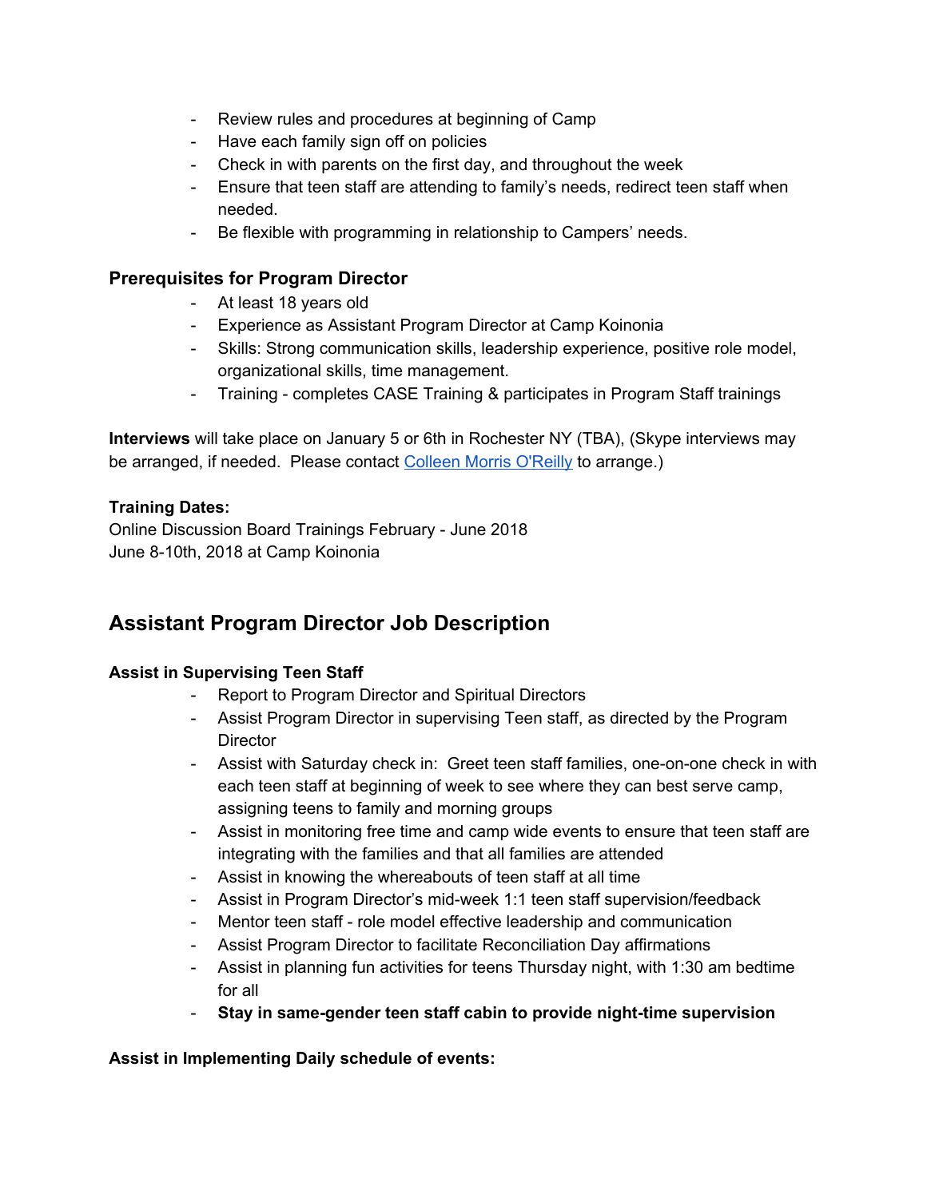- Review rules and procedures at beginning of Camp
- Have each family sign off on policies
- Check in with parents on the first day, and throughout the week
- Ensure that teen staff are attending to family's needs, redirect teen staff when needed.
- Be flexible with programming in relationship to Campers' needs.

### Prerequisites for Program Director

- At least 18 years old
- Experience as Assistant Program Director at Camp Koinonia
- Skills: Strong communication skills, leadership experience, positive role model, organizational skills, time management.
- Training - completes CASE Training & participates in Program Staff trainings

**Interviews** will take place on January 5 or 6th in Rochester NY (TBA), (Skype interviews may be arranged, if needed. Please contact [Colleen Morris O'Reilly] to arrange.)

**Training Dates:**
Online Discussion Board Trainings February - June 2018
June 8-10th, 2018 at Camp Koinonia

## Assistant Program Director Job Description

**Assist in Supervising Teen Staff**

- Report to Program Director and Spiritual Directors
- Assist Program Director in supervising Teen staff, as directed by the Program Director
- Assist with Saturday check in: Greet teen staff families, one-on-one check in with each teen staff at beginning of week to see where they can best serve camp, assigning teens to family and morning groups
- Assist in monitoring free time and camp wide events to ensure that teen staff are integrating with the families and that all families are attended
- Assist in knowing the whereabouts of teen staff at all time
- Assist in Program Director's mid-week 1:1 teen staff supervision/feedback
- Mentor teen staff - role model effective leadership and communication
- Assist Program Director to facilitate Reconciliation Day affirmations
- Assist in planning fun activities for teens Thursday night, with 1:30 am bedtime for all
- **Stay in same-gender teen staff cabin to provide night-time supervision**

**Assist in Implementing Daily schedule of events:**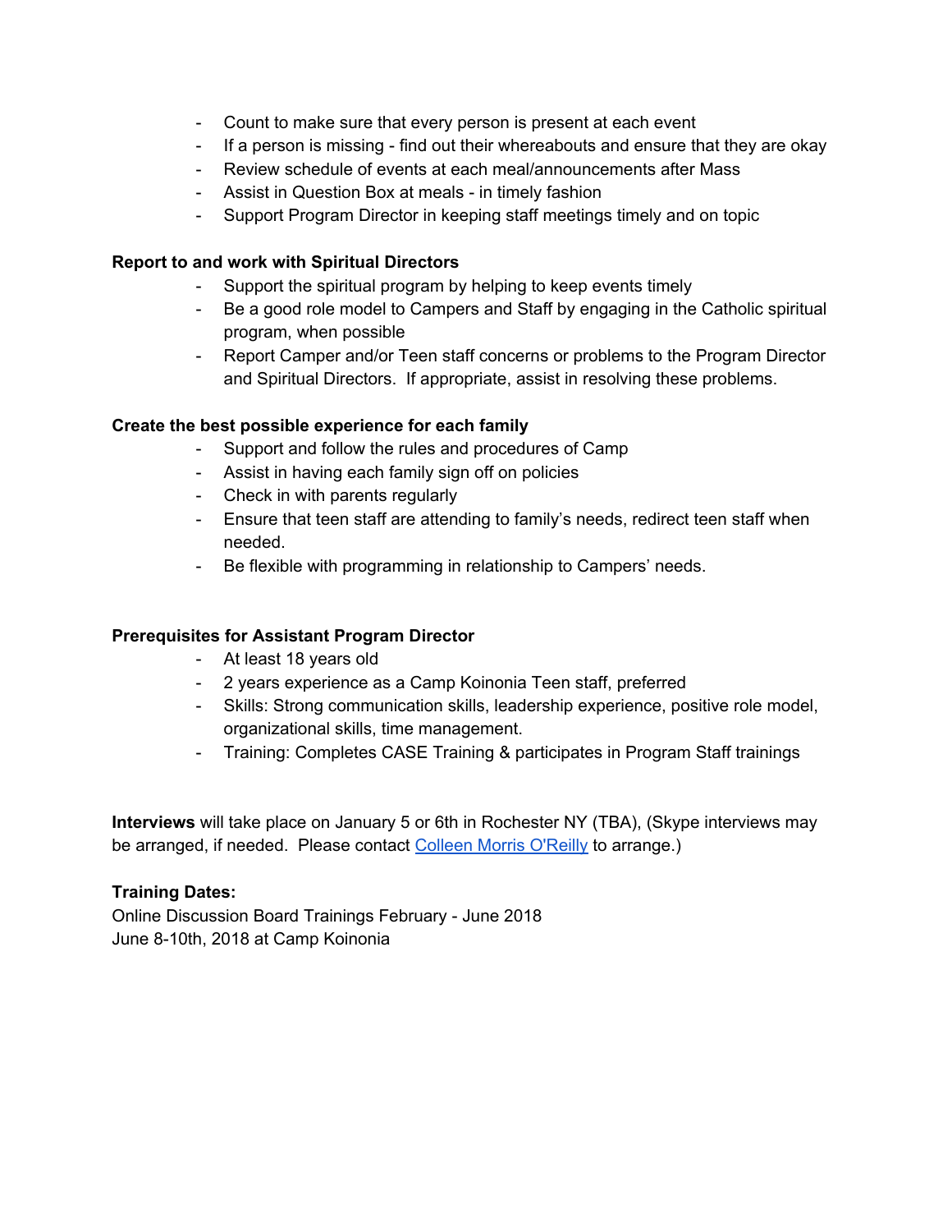- Count to make sure that every person is present at each event
- If a person is missing - find out their whereabouts and ensure that they are okay
- Review schedule of events at each meal/announcements after Mass
- Assist in Question Box at meals - in timely fashion
- Support Program Director in keeping staff meetings timely and on topic

**Report to and work with Spiritual Directors**

- Support the spiritual program by helping to keep events timely
- Be a good role model to Campers and Staff by engaging in the Catholic spiritual program, when possible
- Report Camper and/or Teen staff concerns or problems to the Program Director and Spiritual Directors. If appropriate, assist in resolving these problems.

**Create the best possible experience for each family**

- Support and follow the rules and procedures of Camp
- Assist in having each family sign off on policies
- Check in with parents regularly
- Ensure that teen staff are attending to family's needs, redirect teen staff when needed.
- Be flexible with programming in relationship to Campers' needs.

**Prerequisites for Assistant Program Director**

- At least 18 years old
- 2 years experience as a Camp Koinonia Teen staff, preferred
- Skills: Strong communication skills, leadership experience, positive role model, organizational skills, time management.
- Training: Completes CASE Training & participates in Program Staff trainings

**Interviews** will take place on January 5 or 6th in Rochester NY (TBA), (Skype interviews may be arranged, if needed. Please contact Colleen Morris O'Reilly to arrange.)

**Training Dates:**
Online Discussion Board Trainings February - June 2018
June 8-10th, 2018 at Camp Koinonia